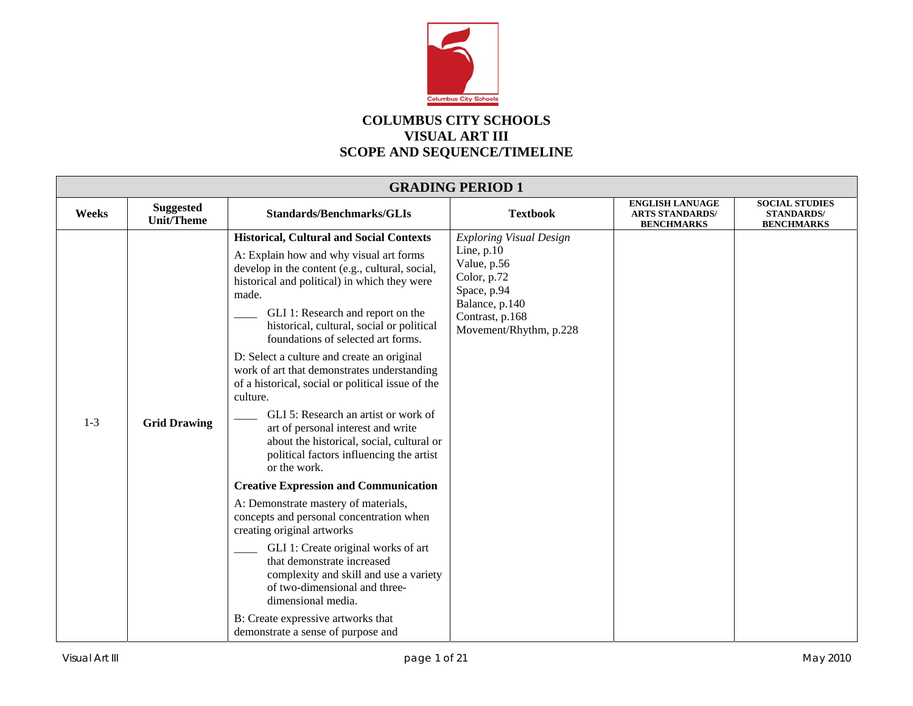# COLUMBUS CITY SCHOOLS
# VISUAL ART III
# SCOPE AND SEQUENCE/TIMELINE

| GRADING PERIOD 1 | | | | | |
|---|---|---|---|---|---|
| **Weeks** | **Suggested Unit/Theme** | **Standards/Benchmarks/GLIs** | **Textbook** | **ENGLISH LANUAGE ARTS STANDARDS/ BENCHMARKS** | **SOCIAL STUDIES STANDARDS/ BENCHMARKS** |
| 1-3 | **Grid Drawing** | **Historical, Cultural and Social Contexts**<br><br>A: Explain how and why visual art forms develop in the content (e.g., cultural, social, historical and political) in which they were made.<br><br>____ GLI 1: Research and report on the historical, cultural, social or political foundations of selected art forms.<br><br>D: Select a culture and create an original work of art that demonstrates understanding of a historical, social or political issue of the culture.<br><br>____ GLI 5: Research an artist or work of art of personal interest and write about the historical, social, cultural or political factors influencing the artist or the work.<br><br>**Creative Expression and Communication**<br><br>A: Demonstrate mastery of materials, concepts and personal concentration when creating original artworks<br><br>____ GLI 1: Create original works of art that demonstrate increased complexity and skill and use a variety of two-dimensional and three-dimensional media.<br><br>B: Create expressive artworks that demonstrate a sense of purpose and | *Exploring Visual Design*<br>Line, p.10<br>Value, p.56<br>Color, p.72<br>Space, p.94<br>Balance, p.140<br>Contrast, p.168<br>Movement/Rhythm, p.228 | | |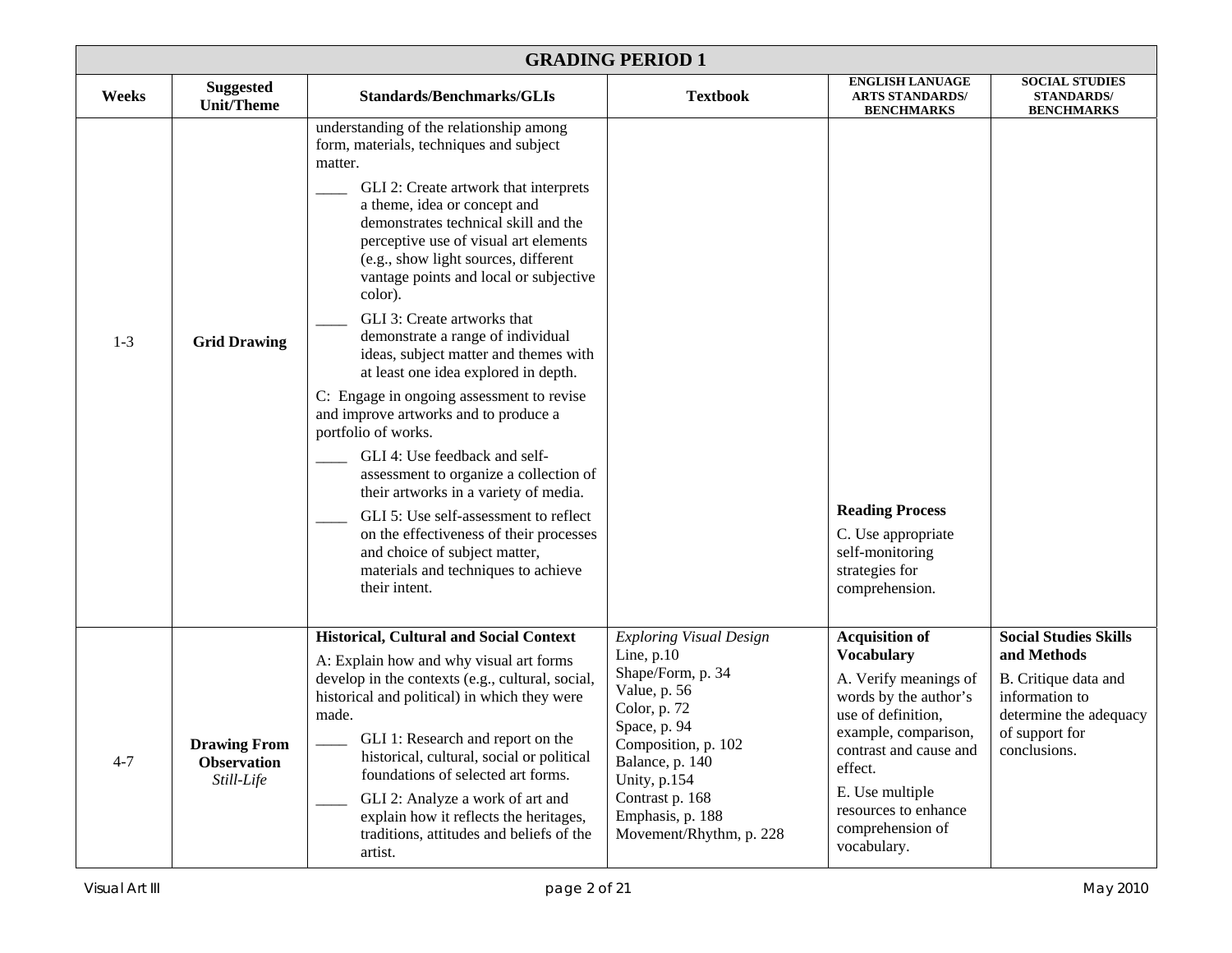| GRADING PERIOD 1 | | | | | |
|---|---|---|---|---|---|
| **Weeks** | **Suggested Unit/Theme** | **Standards/Benchmarks/GLIs** | **Textbook** | **ENGLISH LANUAGE ARTS STANDARDS/ BENCHMARKS** | **SOCIAL STUDIES STANDARDS/ BENCHMARKS** |
| 1-3 | **Grid Drawing** | understanding of the relationship among form, materials, techniques and subject matter.<br>____ GLI 2: Create artwork that interprets a theme, idea or concept and demonstrates technical skill and the perceptive use of visual art elements (e.g., show light sources, different vantage points and local or subjective color).<br>____ GLI 3: Create artworks that demonstrate a range of individual ideas, subject matter and themes with at least one idea explored in depth.<br>C: Engage in ongoing assessment to revise and improve artworks and to produce a portfolio of works.<br>____ GLI 4: Use feedback and self-assessment to organize a collection of their artworks in a variety of media.<br>____ GLI 5: Use self-assessment to reflect on the effectiveness of their processes and choice of subject matter, materials and techniques to achieve their intent. | | **Reading Process**<br>C. Use appropriate self-monitoring strategies for comprehension. | |
| 4-7 | **Drawing From Observation** *Still-Life* | **Historical, Cultural and Social Context**<br>A: Explain how and why visual art forms develop in the contexts (e.g., cultural, social, historical and political) in which they were made.<br>____ GLI 1: Research and report on the historical, cultural, social or political foundations of selected art forms.<br>____ GLI 2: Analyze a work of art and explain how it reflects the heritages, traditions, attitudes and beliefs of the artist. | *Exploring Visual Design*<br>Line, p.10<br>Shape/Form, p. 34<br>Value, p. 56<br>Color, p. 72<br>Space, p. 94<br>Composition, p. 102<br>Balance, p. 140<br>Unity, p.154<br>Contrast p. 168<br>Emphasis, p. 188<br>Movement/Rhythm, p. 228 | **Acquisition of Vocabulary**<br>A. Verify meanings of words by the author's use of definition, example, comparison, contrast and cause and effect.<br>E. Use multiple resources to enhance comprehension of vocabulary. | **Social Studies Skills and Methods**<br>B. Critique data and information to determine the adequacy of support for conclusions. |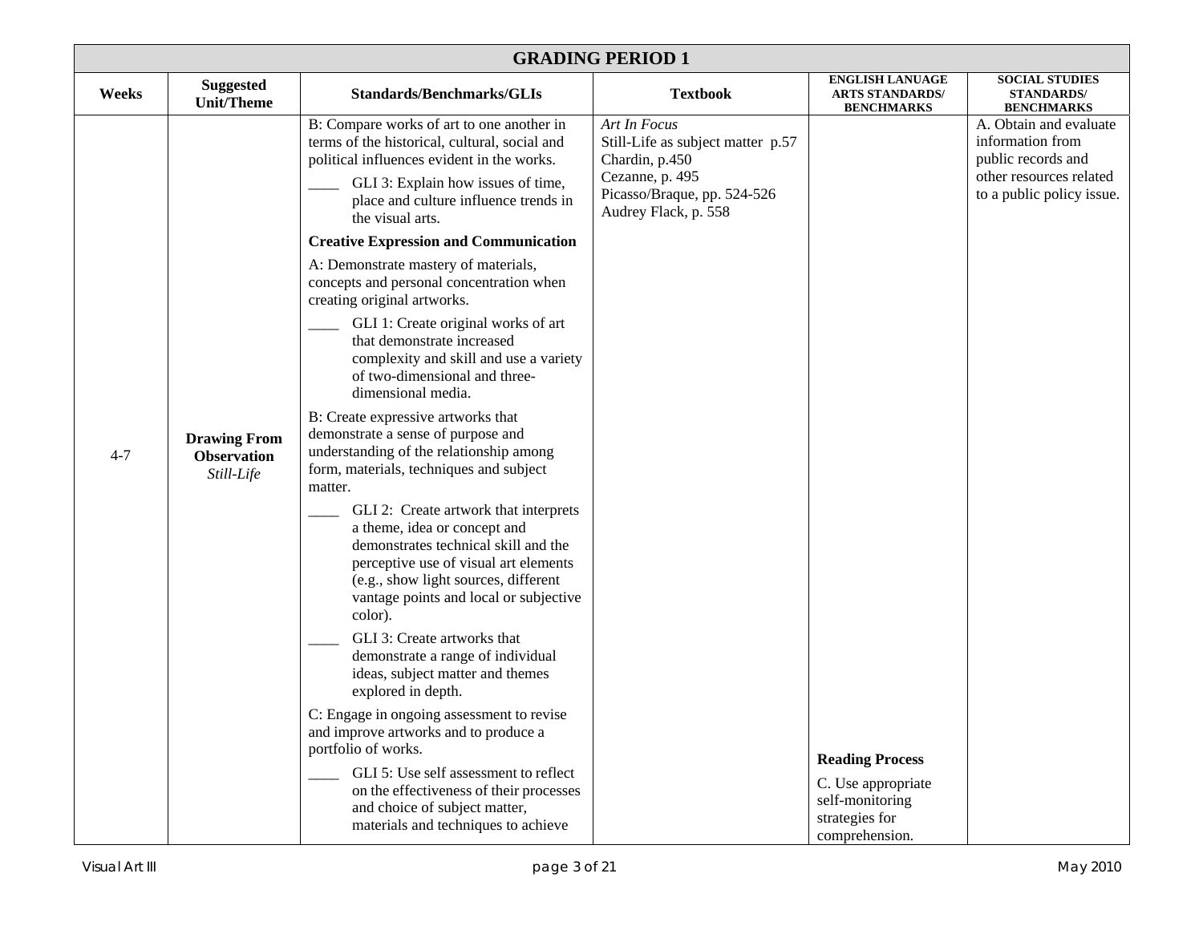| GRADING PERIOD 1 | | | | | |
|---|---|---|---|---|---|
| **Weeks** | **Suggested Unit/Theme** | **Standards/Benchmarks/GLIs** | **Textbook** | **ENGLISH LANUAGE ARTS STANDARDS/ BENCHMARKS** | **SOCIAL STUDIES STANDARDS/ BENCHMARKS** |
| 4-7 | **Drawing From Observation** *Still-Life* | B: Compare works of art to one another in terms of the historical, cultural, social and political influences evident in the works.<br>____ GLI 3: Explain how issues of time, place and culture influence trends in the visual arts.<br>**Creative Expression and Communication**<br>A: Demonstrate mastery of materials, concepts and personal concentration when creating original artworks.<br>____ GLI 1: Create original works of art that demonstrate increased complexity and skill and use a variety of two-dimensional and three-dimensional media.<br>B: Create expressive artworks that demonstrate a sense of purpose and understanding of the relationship among form, materials, techniques and subject matter.<br>____ GLI 2: Create artwork that interprets a theme, idea or concept and demonstrates technical skill and the perceptive use of visual art elements (e.g., show light sources, different vantage points and local or subjective color).<br>____ GLI 3: Create artworks that demonstrate a range of individual ideas, subject matter and themes explored in depth.<br>C: Engage in ongoing assessment to revise and improve artworks and to produce a portfolio of works.<br>____ GLI 5: Use self assessment to reflect on the effectiveness of their processes and choice of subject matter, materials and techniques to achieve | *Art In Focus*<br>Still-Life as subject matter p.57<br>Chardin, p.450<br>Cezanne, p. 495<br>Picasso/Braque, pp. 524-526<br>Audrey Flack, p. 558 | **Reading Process**<br>C. Use appropriate self-monitoring strategies for comprehension. | A. Obtain and evaluate information from public records and other resources related to a public policy issue. |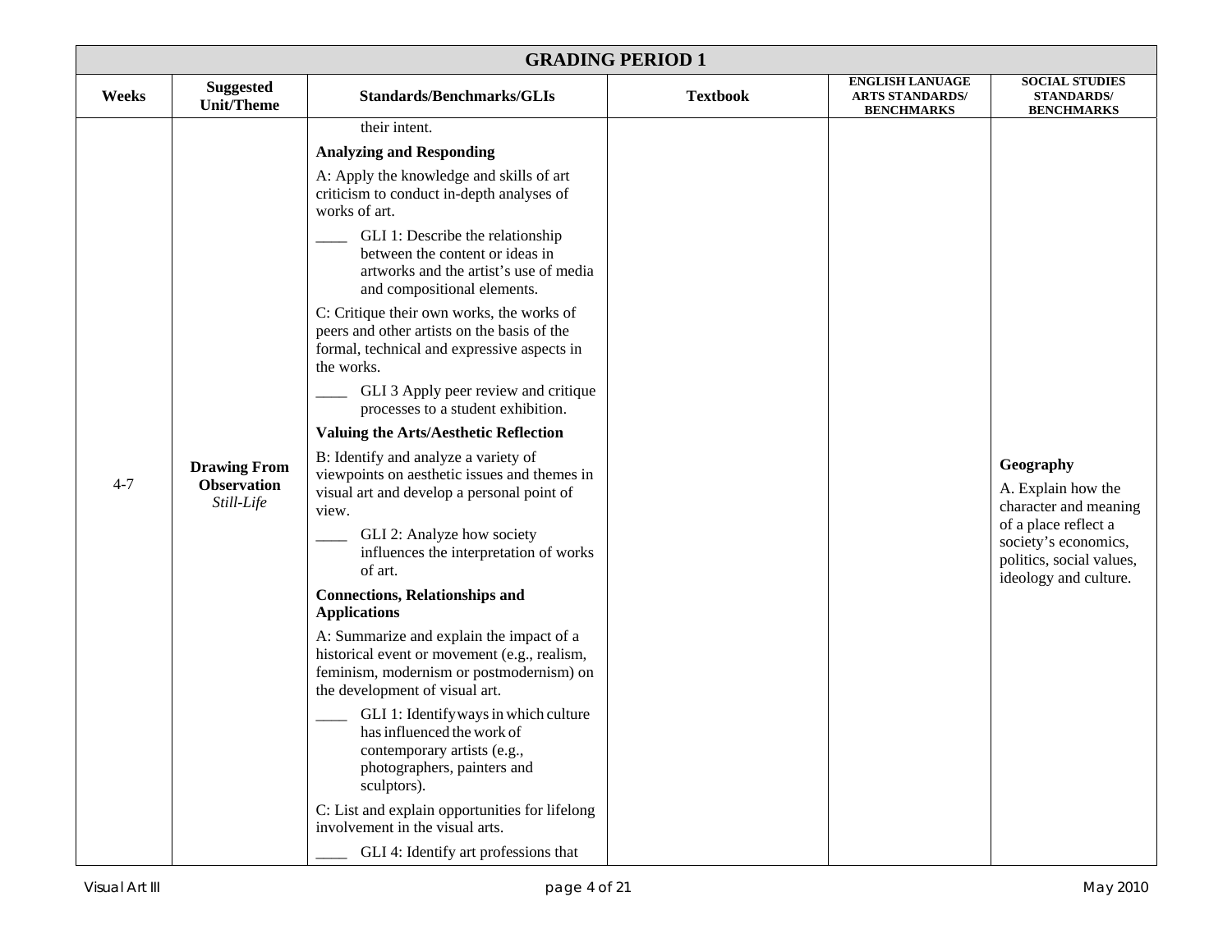| GRADING PERIOD 1 | | | | | |
|---|---|---|---|---|---|
| **Weeks** | **Suggested Unit/Theme** | **Standards/Benchmarks/GLIs** | **Textbook** | **ENGLISH LANUAGE ARTS STANDARDS/ BENCHMARKS** | **SOCIAL STUDIES STANDARDS/ BENCHMARKS** |
| 4-7 | **Drawing From Observation** *Still-Life* | their intent.<br><br>**Analyzing and Responding**<br><br>A: Apply the knowledge and skills of art criticism to conduct in-depth analyses of works of art.<br><br>____ GLI 1: Describe the relationship between the content or ideas in artworks and the artist's use of media and compositional elements.<br><br>C: Critique their own works, the works of peers and other artists on the basis of the formal, technical and expressive aspects in the works.<br><br>____ GLI 3 Apply peer review and critique processes to a student exhibition.<br><br>**Valuing the Arts/Aesthetic Reflection**<br><br>B: Identify and analyze a variety of viewpoints on aesthetic issues and themes in visual art and develop a personal point of view.<br><br>____ GLI 2: Analyze how society influences the interpretation of works of art.<br><br>**Connections, Relationships and Applications**<br><br>A: Summarize and explain the impact of a historical event or movement (e.g., realism, feminism, modernism or postmodernism) on the development of visual art.<br><br>____ GLI 1: Identify ways in which culture has influenced the work of contemporary artists (e.g., photographers, painters and sculptors).<br><br>C: List and explain opportunities for lifelong involvement in the visual arts.<br><br>____ GLI 4: Identify art professions that | | | **Geography**<br><br>A. Explain how the character and meaning of a place reflect a society's economics, politics, social values, ideology and culture. |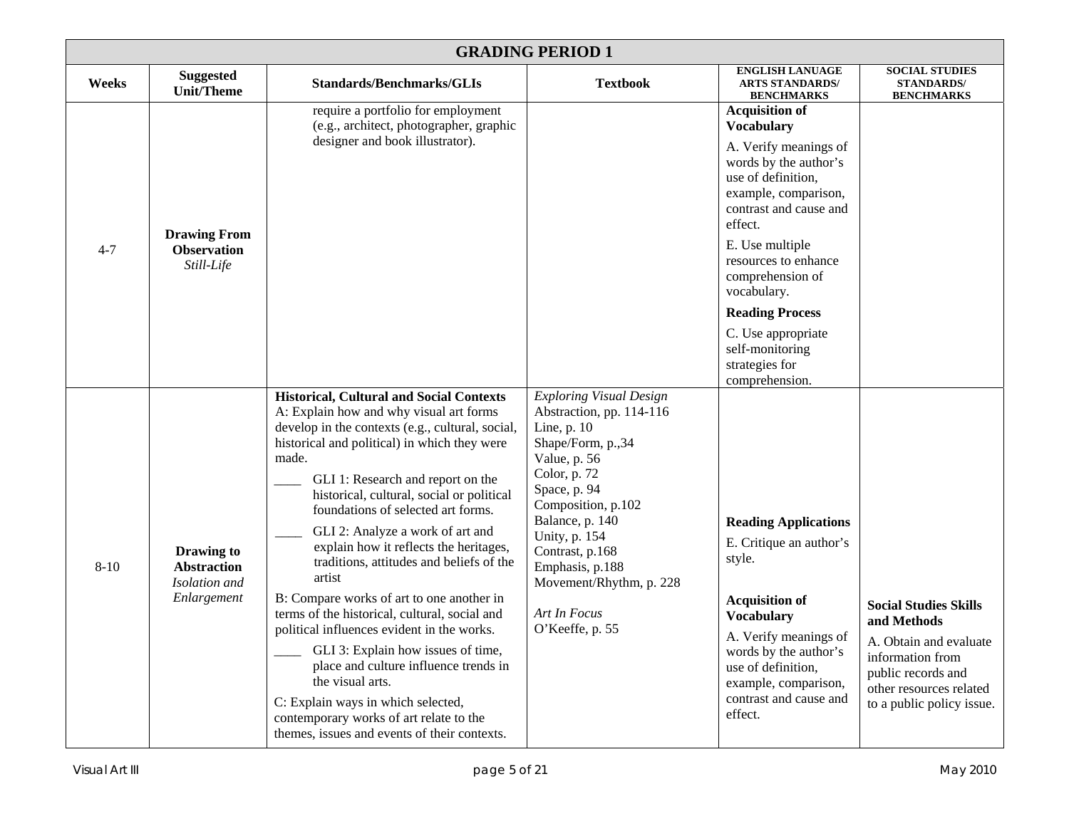| GRADING PERIOD 1 | | | | | |
|---|---|---|---|---|---|
| **Weeks** | **Suggested Unit/Theme** | **Standards/Benchmarks/GLIs** | **Textbook** | **ENGLISH LANUAGE ARTS STANDARDS/ BENCHMARKS** | **SOCIAL STUDIES STANDARDS/ BENCHMARKS** |
| 4-7 | **Drawing From Observation** *Still-Life* | require a portfolio for employment (e.g., architect, photographer, graphic designer and book illustrator). | | **Acquisition of Vocabulary**<br>A. Verify meanings of words by the author's use of definition, example, comparison, contrast and cause and effect.<br>E. Use multiple resources to enhance comprehension of vocabulary.<br>**Reading Process**<br>C. Use appropriate self-monitoring strategies for comprehension. | |
| 8-10 | **Drawing to Abstraction** *Isolation and Enlargement* | **Historical, Cultural and Social Contexts**<br>A: Explain how and why visual art forms develop in the contexts (e.g., cultural, social, historical and political) in which they were made.<br>____ GLI 1: Research and report on the historical, cultural, social or political foundations of selected art forms.<br>____ GLI 2: Analyze a work of art and explain how it reflects the heritages, traditions, attitudes and beliefs of the artist<br>B: Compare works of art to one another in terms of the historical, cultural, social and political influences evident in the works.<br>____ GLI 3: Explain how issues of time, place and culture influence trends in the visual arts.<br>C: Explain ways in which selected, contemporary works of art relate to the themes, issues and events of their contexts. | *Exploring Visual Design*<br>Abstraction, pp. 114-116<br>Line, p. 10<br>Shape/Form, p.,34<br>Value, p. 56<br>Color, p. 72<br>Space, p. 94<br>Composition, p.102<br>Balance, p. 140<br>Unity, p. 154<br>Contrast, p.168<br>Emphasis, p.188<br>Movement/Rhythm, p. 228<br><br>*Art In Focus*<br>O'Keeffe, p. 55 | **Reading Applications**<br>E. Critique an author's style.<br><br>**Acquisition of Vocabulary**<br>A. Verify meanings of words by the author's use of definition, example, comparison, contrast and cause and effect. | **Social Studies Skills and Methods**<br>A. Obtain and evaluate information from public records and other resources related to a public policy issue. |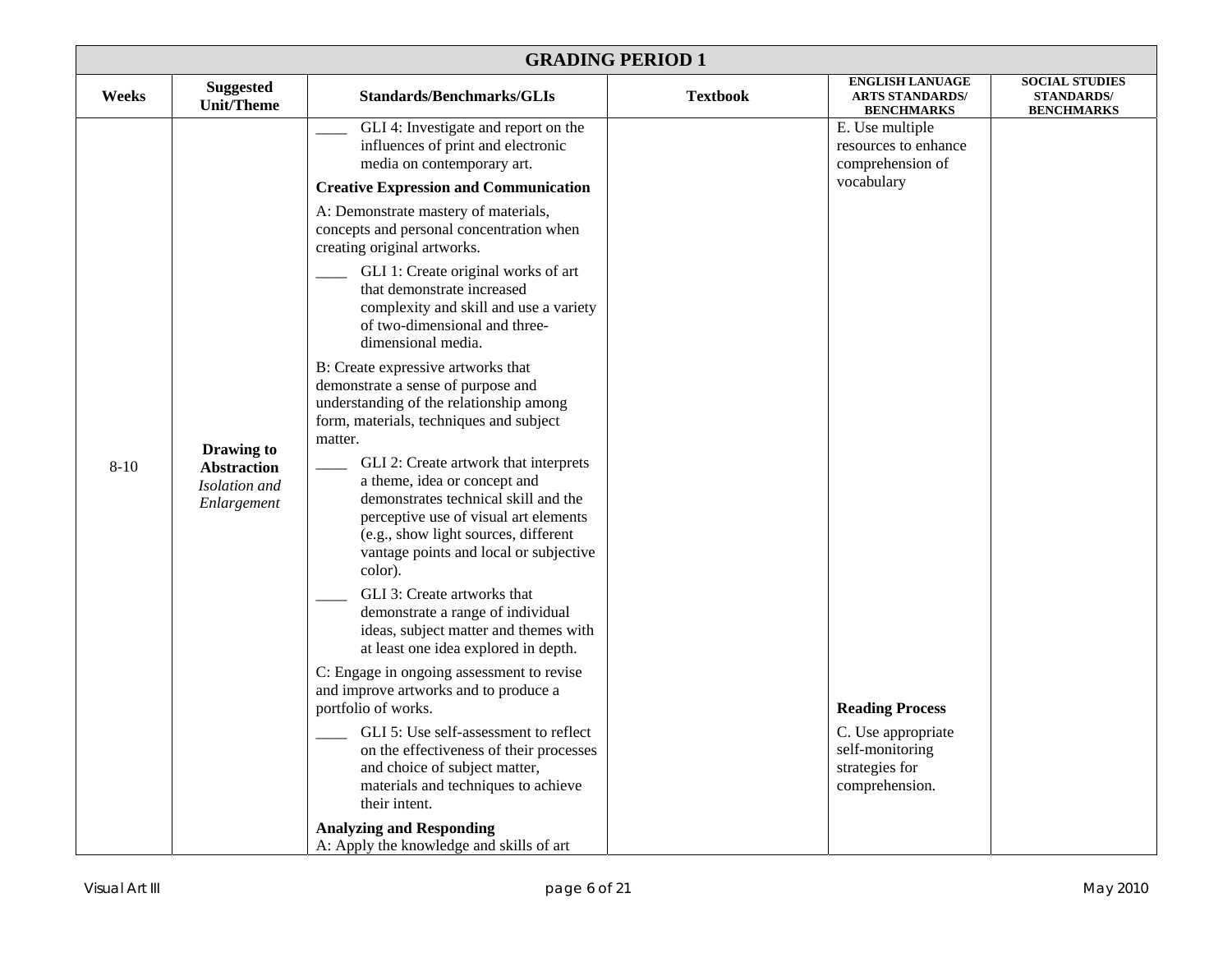| GRADING PERIOD 1 | | | | | |
|---|---|---|---|---|---|
| **Weeks** | **Suggested Unit/Theme** | **Standards/Benchmarks/GLIs** | **Textbook** | **ENGLISH LANUAGE ARTS STANDARDS/ BENCHMARKS** | **SOCIAL STUDIES STANDARDS/ BENCHMARKS** |
| 8-10 | **Drawing to Abstraction** *Isolation and Enlargement* | ____ GLI 4: Investigate and report on the influences of print and electronic media on contemporary art.<br><br>**Creative Expression and Communication**<br><br>A: Demonstrate mastery of materials, concepts and personal concentration when creating original artworks.<br><br>____ GLI 1: Create original works of art that demonstrate increased complexity and skill and use a variety of two-dimensional and three-dimensional media.<br><br>B: Create expressive artworks that demonstrate a sense of purpose and understanding of the relationship among form, materials, techniques and subject matter.<br><br>____ GLI 2: Create artwork that interprets a theme, idea or concept and demonstrates technical skill and the perceptive use of visual art elements (e.g., show light sources, different vantage points and local or subjective color).<br><br>____ GLI 3: Create artworks that demonstrate a range of individual ideas, subject matter and themes with at least one idea explored in depth.<br><br>C: Engage in ongoing assessment to revise and improve artworks and to produce a portfolio of works.<br><br>____ GLI 5: Use self-assessment to reflect on the effectiveness of their processes and choice of subject matter, materials and techniques to achieve their intent.<br><br>**Analyzing and Responding**<br>A: Apply the knowledge and skills of art | | E. Use multiple resources to enhance comprehension of vocabulary<br><br>**Reading Process**<br><br>C. Use appropriate self-monitoring strategies for comprehension. | |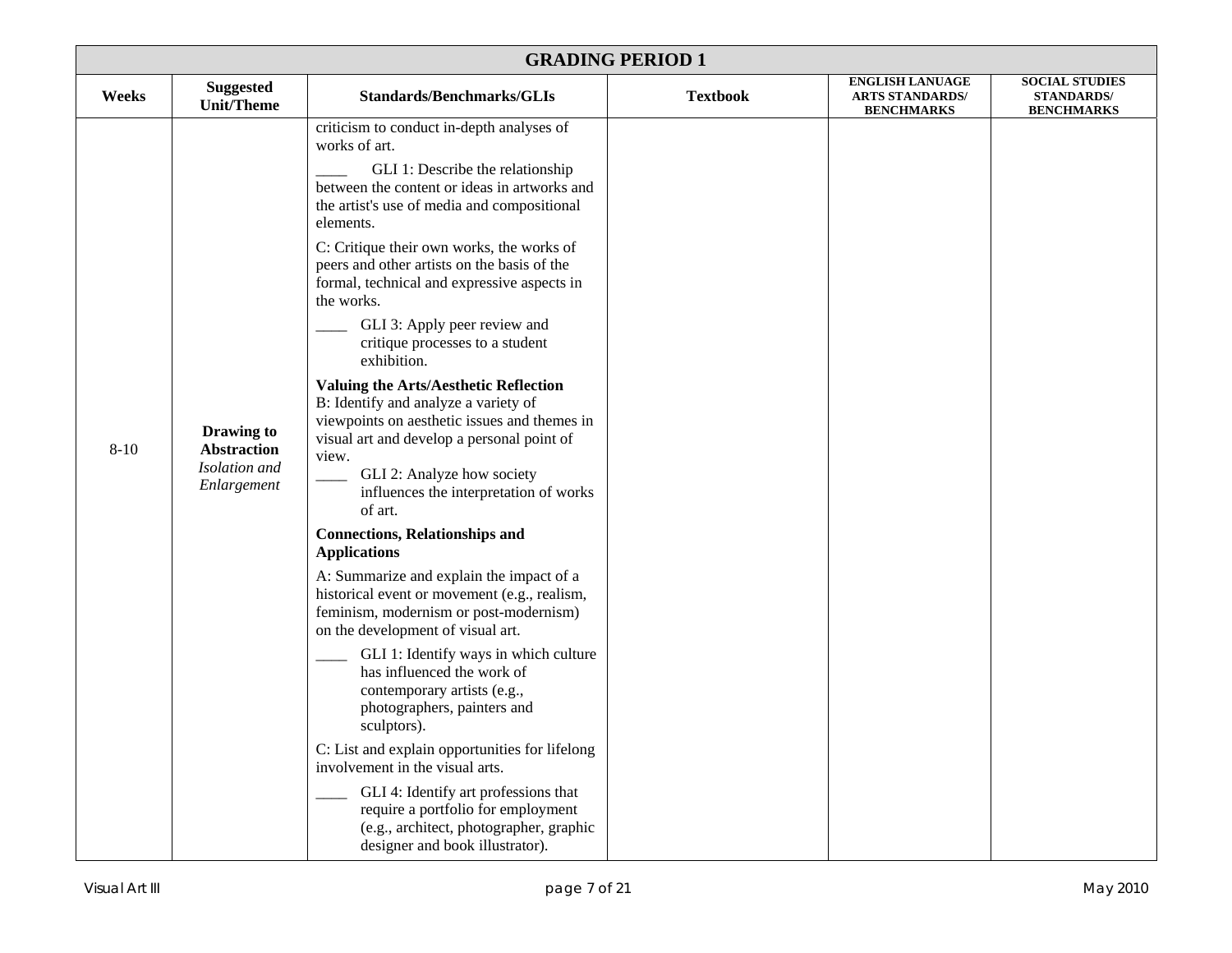| GRADING PERIOD 1 | | | | | |
|---|---|---|---|---|---|
| **Weeks** | **Suggested Unit/Theme** | **Standards/Benchmarks/GLIs** | **Textbook** | **ENGLISH LANUAGE ARTS STANDARDS/ BENCHMARKS** | **SOCIAL STUDIES STANDARDS/ BENCHMARKS** |
| 8-10 | **Drawing to Abstraction** *Isolation and Enlargement* | criticism to conduct in-depth analyses of works of art.<br>____ GLI 1: Describe the relationship between the content or ideas in artworks and the artist's use of media and compositional elements.<br>C: Critique their own works, the works of peers and other artists on the basis of the formal, technical and expressive aspects in the works.<br>____ GLI 3: Apply peer review and critique processes to a student exhibition.<br>**Valuing the Arts/Aesthetic Reflection**<br>B: Identify and analyze a variety of viewpoints on aesthetic issues and themes in visual art and develop a personal point of view.<br>____ GLI 2: Analyze how society influences the interpretation of works of art.<br>**Connections, Relationships and Applications**<br>A: Summarize and explain the impact of a historical event or movement (e.g., realism, feminism, modernism or post-modernism) on the development of visual art.<br>____ GLI 1: Identify ways in which culture has influenced the work of contemporary artists (e.g., photographers, painters and sculptors).<br>C: List and explain opportunities for lifelong involvement in the visual arts.<br>____ GLI 4: Identify art professions that require a portfolio for employment (e.g., architect, photographer, graphic designer and book illustrator). | | | |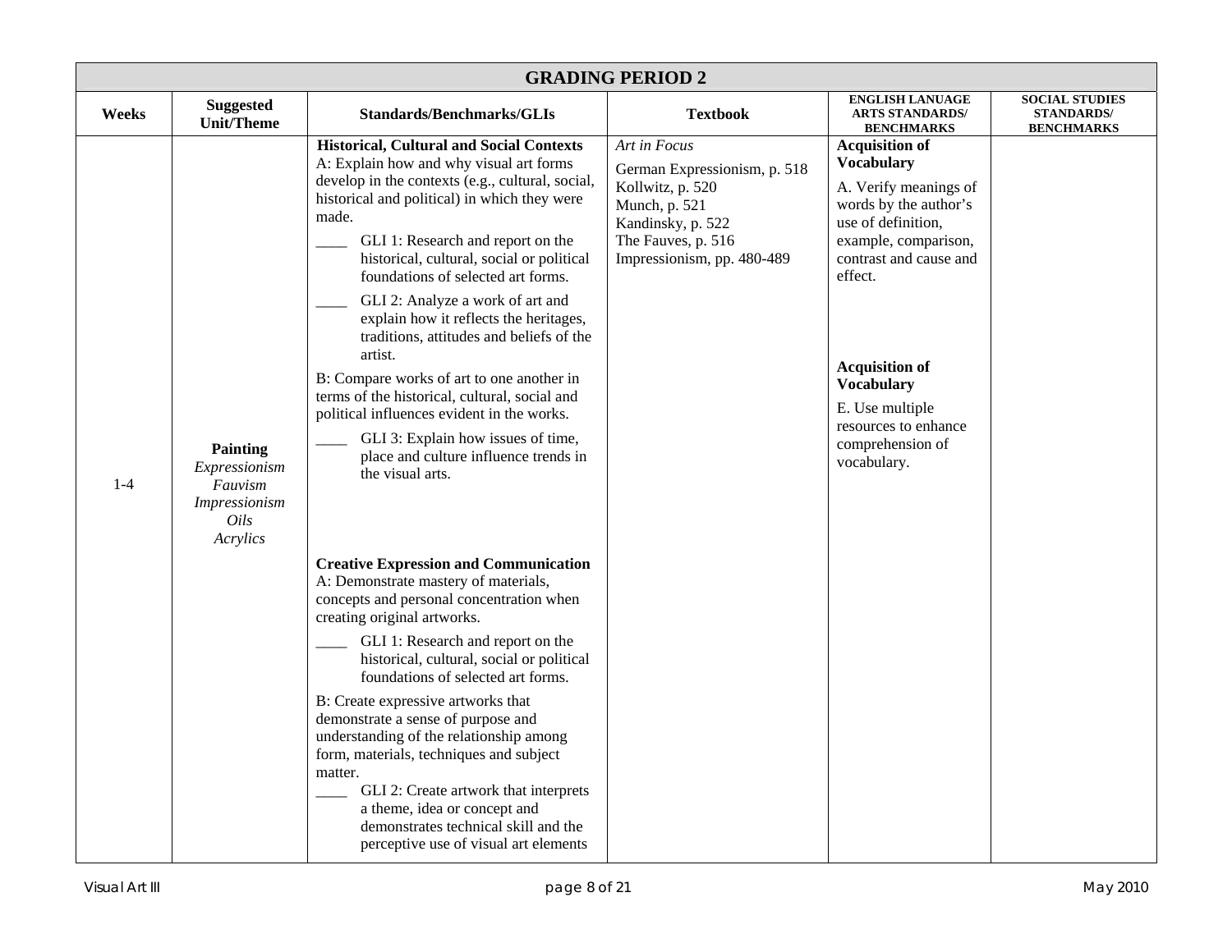| GRADING PERIOD 2 | | | | | |
|---|---|---|---|---|---|
| **Weeks** | **Suggested Unit/Theme** | **Standards/Benchmarks/GLIs** | **Textbook** | **ENGLISH LANUAGE ARTS STANDARDS/ BENCHMARKS** | **SOCIAL STUDIES STANDARDS/ BENCHMARKS** |
| 1-4 | **Painting**<br>*Expressionism*<br>*Fauvism*<br>*Impressionism*<br>*Oils*<br>*Acrylics* | **Historical, Cultural and Social Contexts**<br>A: Explain how and why visual art forms develop in the contexts (e.g., cultural, social, historical and political) in which they were made.<br>____ GLI 1: Research and report on the historical, cultural, social or political foundations of selected art forms.<br>____ GLI 2: Analyze a work of art and explain how it reflects the heritages, traditions, attitudes and beliefs of the artist.<br>B: Compare works of art to one another in terms of the historical, cultural, social and political influences evident in the works.<br>____ GLI 3: Explain how issues of time, place and culture influence trends in the visual arts.<br><br>**Creative Expression and Communication**<br>A: Demonstrate mastery of materials, concepts and personal concentration when creating original artworks.<br>____ GLI 1: Research and report on the historical, cultural, social or political foundations of selected art forms.<br>B: Create expressive artworks that demonstrate a sense of purpose and understanding of the relationship among form, materials, techniques and subject matter.<br>____ GLI 2: Create artwork that interprets a theme, idea or concept and demonstrates technical skill and the perceptive use of visual art elements | *Art in Focus*<br>German Expressionism, p. 518<br>Kollwitz, p. 520<br>Munch, p. 521<br>Kandinsky, p. 522<br>The Fauves, p. 516<br>Impressionism, pp. 480-489 | **Acquisition of Vocabulary**<br>A. Verify meanings of words by the author's use of definition, example, comparison, contrast and cause and effect.<br><br>**Acquisition of Vocabulary**<br>E. Use multiple resources to enhance comprehension of vocabulary. | |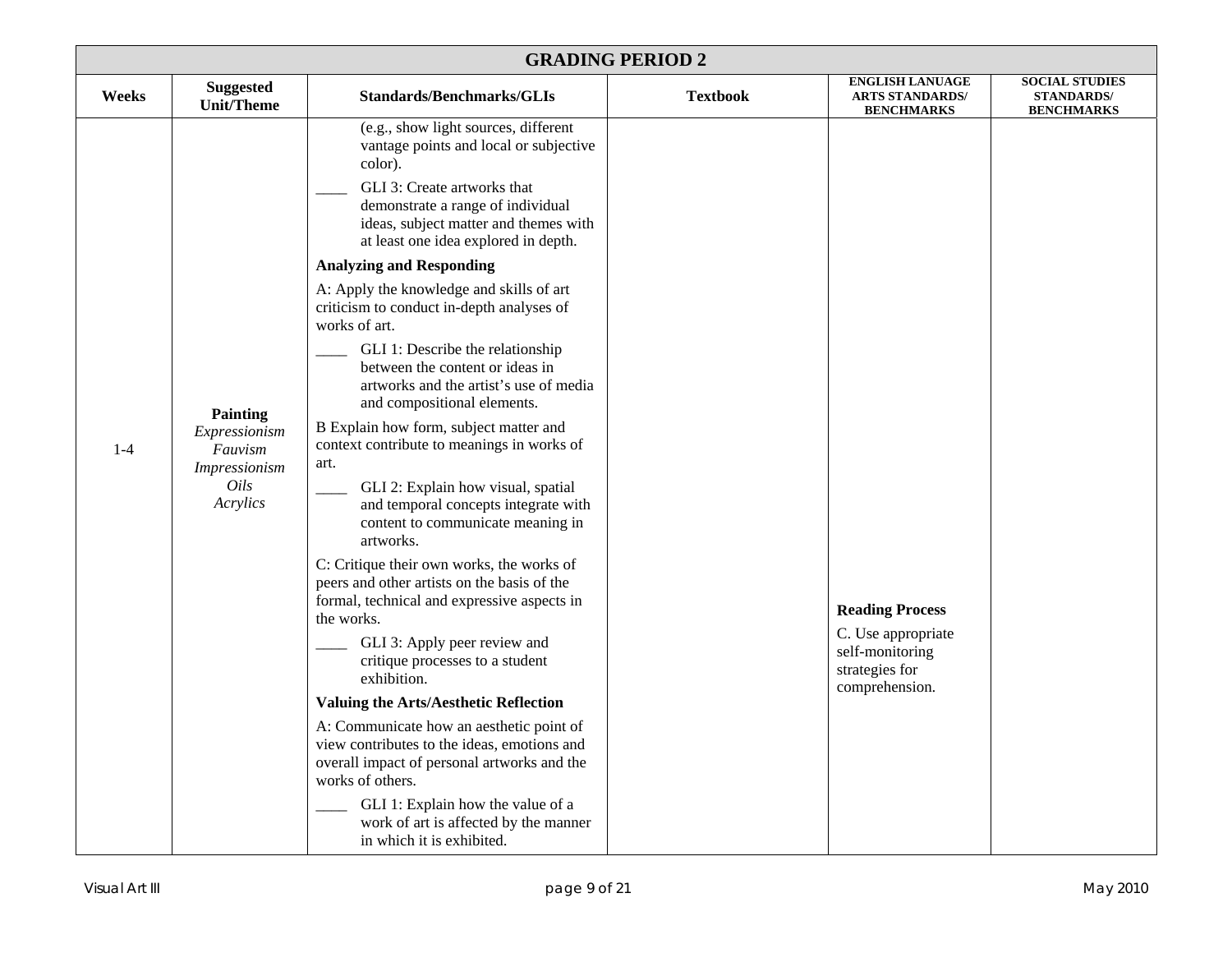## GRADING PERIOD 2

| Weeks | Suggested Unit/Theme | Standards/Benchmarks/GLIs | Textbook | ENGLISH LANUAGE ARTS STANDARDS/ BENCHMARKS | SOCIAL STUDIES STANDARDS/ BENCHMARKS |
|---|---|---|---|---|---|
| 1-4 | **Painting**<br>*Expressionism*<br>*Fauvism*<br>*Impressionism*<br>*Oils*<br>*Acrylics* | (e.g., show light sources, different vantage points and local or subjective color).<br>____ GLI 3: Create artworks that demonstrate a range of individual ideas, subject matter and themes with at least one idea explored in depth.<br>**Analyzing and Responding**<br>A: Apply the knowledge and skills of art criticism to conduct in-depth analyses of works of art.<br>____ GLI 1: Describe the relationship between the content or ideas in artworks and the artist's use of media and compositional elements.<br>B Explain how form, subject matter and context contribute to meanings in works of art.<br>____ GLI 2: Explain how visual, spatial and temporal concepts integrate with content to communicate meaning in artworks.<br>C: Critique their own works, the works of peers and other artists on the basis of the formal, technical and expressive aspects in the works.<br>____ GLI 3: Apply peer review and critique processes to a student exhibition.<br>**Valuing the Arts/Aesthetic Reflection**<br>A: Communicate how an aesthetic point of view contributes to the ideas, emotions and overall impact of personal artworks and the works of others.<br>____ GLI 1: Explain how the value of a work of art is affected by the manner in which it is exhibited. | | **Reading Process**<br>C. Use appropriate self-monitoring strategies for comprehension. | |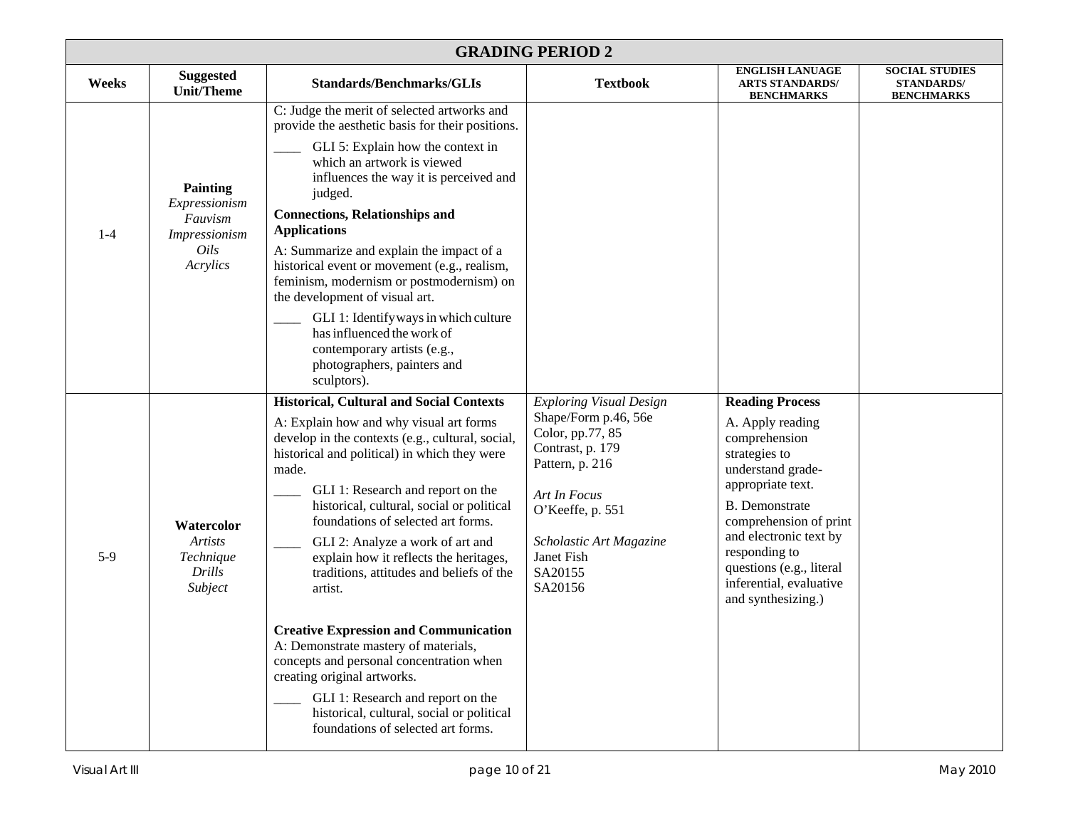| GRADING PERIOD 2 | | | | | |
|---|---|---|---|---|---|
| **Weeks** | **Suggested Unit/Theme** | **Standards/Benchmarks/GLIs** | **Textbook** | **ENGLISH LANUAGE ARTS STANDARDS/ BENCHMARKS** | **SOCIAL STUDIES STANDARDS/ BENCHMARKS** |
| 1-4 | **Painting**<br>*Expressionism*<br>*Fauvism*<br>*Impressionism*<br>*Oils*<br>*Acrylics* | C: Judge the merit of selected artworks and provide the aesthetic basis for their positions.<br>____ GLI 5: Explain how the context in which an artwork is viewed influences the way it is perceived and judged.<br>**Connections, Relationships and Applications**<br>A: Summarize and explain the impact of a historical event or movement (e.g., realism, feminism, modernism or postmodernism) on the development of visual art.<br>____ GLI 1: Identify ways in which culture has influenced the work of contemporary artists (e.g., photographers, painters and sculptors). | | | |
| 5-9 | **Watercolor**<br>*Artists*<br>*Technique*<br>*Drills*<br>*Subject* | **Historical, Cultural and Social Contexts**<br>A: Explain how and why visual art forms develop in the contexts (e.g., cultural, social, historical and political) in which they were made.<br>____ GLI 1: Research and report on the historical, cultural, social or political foundations of selected art forms.<br>____ GLI 2: Analyze a work of art and explain how it reflects the heritages, traditions, attitudes and beliefs of the artist.<br>**Creative Expression and Communication**<br>A: Demonstrate mastery of materials, concepts and personal concentration when creating original artworks.<br>____ GLI 1: Research and report on the historical, cultural, social or political foundations of selected art forms. | *Exploring Visual Design*<br>Shape/Form p.46, 56e<br>Color, pp.77, 85<br>Contrast, p. 179<br>Pattern, p. 216<br><br>*Art In Focus*<br>O'Keeffe, p. 551<br><br>*Scholastic Art Magazine*<br>Janet Fish<br>SA20155<br>SA20156 | **Reading Process**<br>A. Apply reading comprehension strategies to understand grade-appropriate text.<br>B. Demonstrate comprehension of print and electronic text by responding to questions (e.g., literal inferential, evaluative and synthesizing.) | |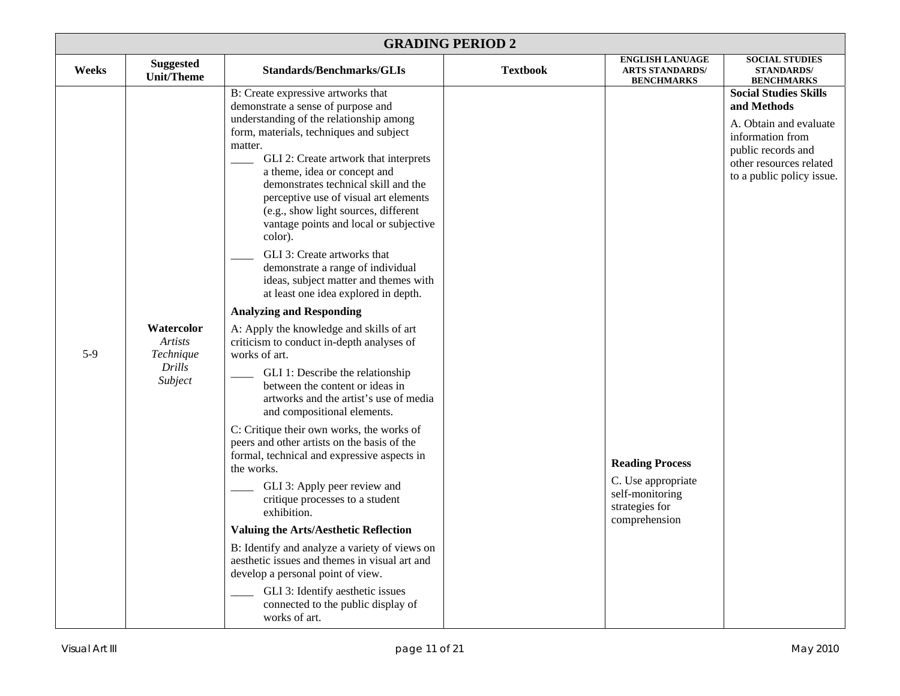| GRADING PERIOD 2 | | | | | |
|---|---|---|---|---|---|
| **Weeks** | **Suggested Unit/Theme** | **Standards/Benchmarks/GLIs** | **Textbook** | **ENGLISH LANUAGE ARTS STANDARDS/ BENCHMARKS** | **SOCIAL STUDIES STANDARDS/ BENCHMARKS** |
| 5-9 | **Watercolor**<br>*Artists*<br>*Technique*<br>*Drills*<br>*Subject* | B: Create expressive artworks that demonstrate a sense of purpose and understanding of the relationship among form, materials, techniques and subject matter.<br>____ GLI 2: Create artwork that interprets a theme, idea or concept and demonstrates technical skill and the perceptive use of visual art elements (e.g., show light sources, different vantage points and local or subjective color).<br>____ GLI 3: Create artworks that demonstrate a range of individual ideas, subject matter and themes with at least one idea explored in depth.<br>**Analyzing and Responding**<br>A: Apply the knowledge and skills of art criticism to conduct in-depth analyses of works of art.<br>____ GLI 1: Describe the relationship between the content or ideas in artworks and the artist's use of media and compositional elements.<br>C: Critique their own works, the works of peers and other artists on the basis of the formal, technical and expressive aspects in the works.<br>____ GLI 3: Apply peer review and critique processes to a student exhibition.<br>**Valuing the Arts/Aesthetic Reflection**<br>B: Identify and analyze a variety of views on aesthetic issues and themes in visual art and develop a personal point of view.<br>____ GLI 3: Identify aesthetic issues connected to the public display of works of art. | | **Reading Process**<br>C. Use appropriate self-monitoring strategies for comprehension | **Social Studies Skills and Methods**<br>A. Obtain and evaluate information from public records and other resources related to a public policy issue. |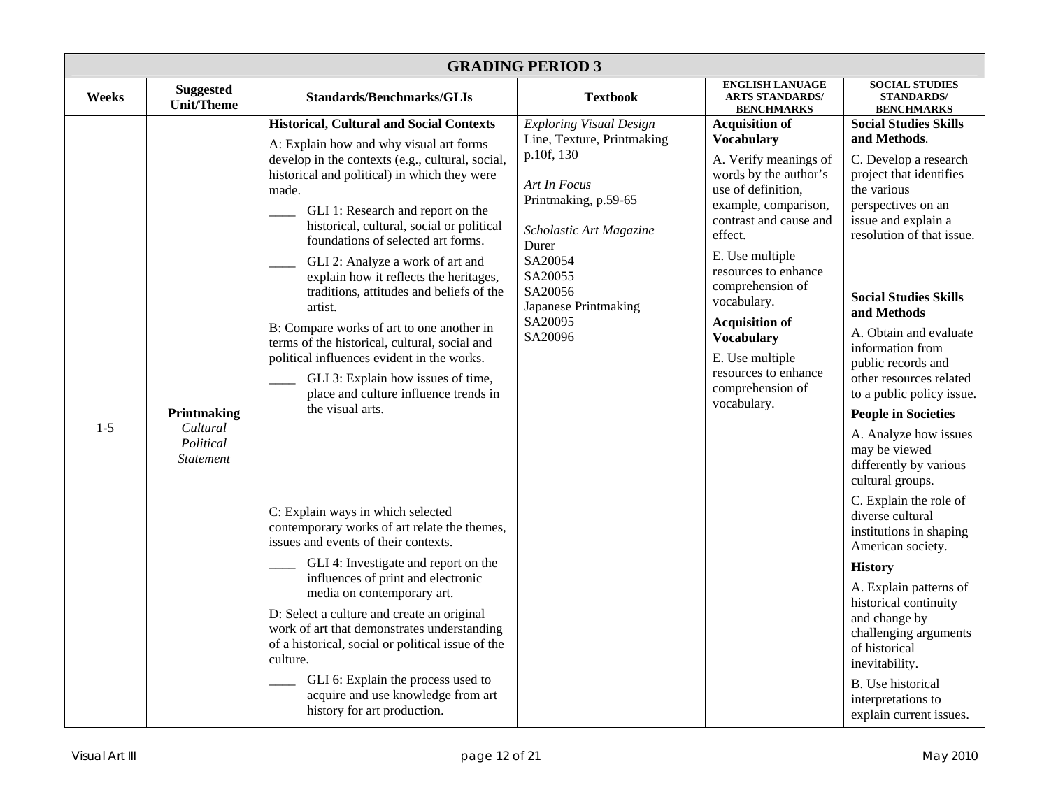| GRADING PERIOD 3 | | | | | |
|---|---|---|---|---|---|
| **Weeks** | **Suggested Unit/Theme** | **Standards/Benchmarks/GLIs** | **Textbook** | **ENGLISH LANUAGE ARTS STANDARDS/ BENCHMARKS** | **SOCIAL STUDIES STANDARDS/ BENCHMARKS** |
| 1-5 | **Printmaking** *Cultural* *Political* *Statement* | **Historical, Cultural and Social Contexts**<br>A: Explain how and why visual art forms develop in the contexts (e.g., cultural, social, historical and political) in which they were made.<br>____ GLI 1: Research and report on the historical, cultural, social or political foundations of selected art forms.<br>____ GLI 2: Analyze a work of art and explain how it reflects the heritages, traditions, attitudes and beliefs of the artist.<br>B: Compare works of art to one another in terms of the historical, cultural, social and political influences evident in the works.<br>____ GLI 3: Explain how issues of time, place and culture influence trends in the visual arts.<br>C: Explain ways in which selected contemporary works of art relate the themes, issues and events of their contexts.<br>____ GLI 4: Investigate and report on the influences of print and electronic media on contemporary art.<br>D: Select a culture and create an original work of art that demonstrates understanding of a historical, social or political issue of the culture.<br>____ GLI 6: Explain the process used to acquire and use knowledge from art history for art production. | *Exploring Visual Design*<br>Line, Texture, Printmaking p.10f, 130<br><br>*Art In Focus*<br>Printmaking, p.59-65<br><br>*Scholastic Art Magazine*<br>Durer<br>SA20054<br>SA20055<br>SA20056<br>Japanese Printmaking<br>SA20095<br>SA20096 | **Acquisition of Vocabulary**<br>A. Verify meanings of words by the author's use of definition, example, comparison, contrast and cause and effect.<br>E. Use multiple resources to enhance comprehension of vocabulary.<br>**Acquisition of Vocabulary**<br>E. Use multiple resources to enhance comprehension of vocabulary. | **Social Studies Skills and Methods**.<br>C. Develop a research project that identifies the various perspectives on an issue and explain a resolution of that issue.<br><br>**Social Studies Skills and Methods**<br>A. Obtain and evaluate information from public records and other resources related to a public policy issue.<br>**People in Societies**<br>A. Analyze how issues may be viewed differently by various cultural groups.<br>C. Explain the role of diverse cultural institutions in shaping American society.<br>**History**<br>A. Explain patterns of historical continuity and change by challenging arguments of historical inevitability.<br>B. Use historical interpretations to explain current issues. |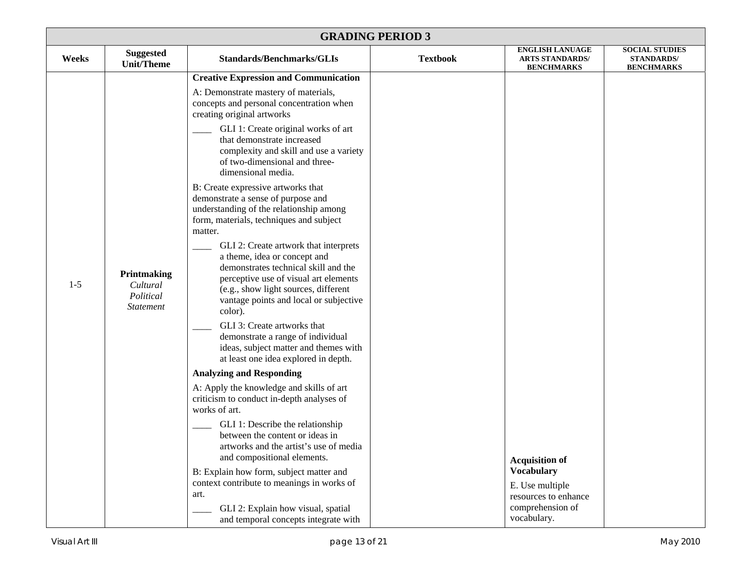# GRADING PERIOD 3

| Weeks | Suggested Unit/Theme | Standards/Benchmarks/GLIs | Textbook | ENGLISH LANUAGE ARTS STANDARDS/ BENCHMARKS | SOCIAL STUDIES STANDARDS/ BENCHMARKS |
|---|---|---|---|---|---|
| 1-5 | **Printmaking** *Cultural Political Statement* | **Creative Expression and Communication**<br><br>A: Demonstrate mastery of materials, concepts and personal concentration when creating original artworks<br><br>____ GLI 1: Create original works of art that demonstrate increased complexity and skill and use a variety of two-dimensional and three-dimensional media.<br><br>B: Create expressive artworks that demonstrate a sense of purpose and understanding of the relationship among form, materials, techniques and subject matter.<br><br>____ GLI 2: Create artwork that interprets a theme, idea or concept and demonstrates technical skill and the perceptive use of visual art elements (e.g., show light sources, different vantage points and local or subjective color).<br><br>____ GLI 3: Create artworks that demonstrate a range of individual ideas, subject matter and themes with at least one idea explored in depth.<br><br>**Analyzing and Responding**<br><br>A: Apply the knowledge and skills of art criticism to conduct in-depth analyses of works of art.<br><br>____ GLI 1: Describe the relationship between the content or ideas in artworks and the artist's use of media and compositional elements.<br><br>B: Explain how form, subject matter and context contribute to meanings in works of art.<br><br>____ GLI 2: Explain how visual, spatial and temporal concepts integrate with | | **Acquisition of Vocabulary**<br><br>E. Use multiple resources to enhance comprehension of vocabulary. | |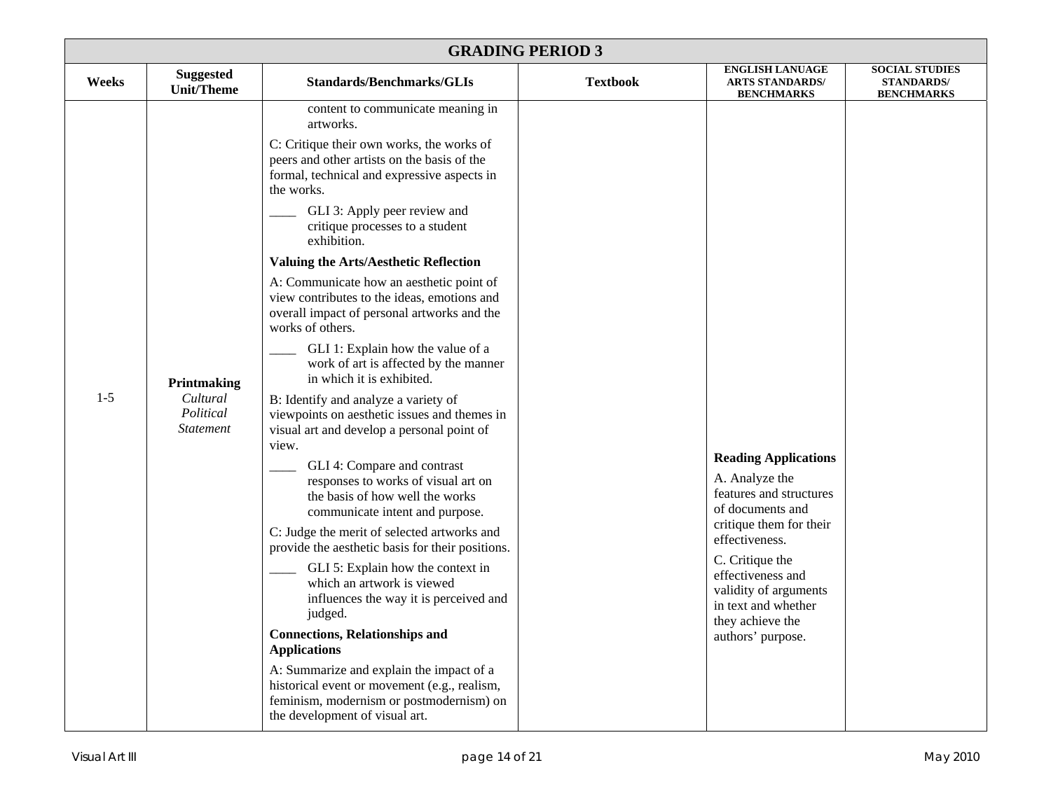| GRADING PERIOD 3 | | | | | |
|---|---|---|---|---|---|
| **Weeks** | **Suggested Unit/Theme** | **Standards/Benchmarks/GLIs** | **Textbook** | **ENGLISH LANUAGE ARTS STANDARDS/ BENCHMARKS** | **SOCIAL STUDIES STANDARDS/ BENCHMARKS** |
| 1-5 | **Printmaking** *Cultural Political Statement* | content to communicate meaning in artworks.<br><br>C: Critique their own works, the works of peers and other artists on the basis of the formal, technical and expressive aspects in the works.<br><br>____ GLI 3: Apply peer review and critique processes to a student exhibition.<br><br>**Valuing the Arts/Aesthetic Reflection**<br><br>A: Communicate how an aesthetic point of view contributes to the ideas, emotions and overall impact of personal artworks and the works of others.<br><br>____ GLI 1: Explain how the value of a work of art is affected by the manner in which it is exhibited.<br><br>B: Identify and analyze a variety of viewpoints on aesthetic issues and themes in visual art and develop a personal point of view.<br><br>____ GLI 4: Compare and contrast responses to works of visual art on the basis of how well the works communicate intent and purpose.<br><br>C: Judge the merit of selected artworks and provide the aesthetic basis for their positions.<br><br>____ GLI 5: Explain how the context in which an artwork is viewed influences the way it is perceived and judged.<br><br>**Connections, Relationships and Applications**<br><br>A: Summarize and explain the impact of a historical event or movement (e.g., realism, feminism, modernism or postmodernism) on the development of visual art. | | **Reading Applications**<br><br>A. Analyze the features and structures of documents and critique them for their effectiveness.<br><br>C. Critique the effectiveness and validity of arguments in text and whether they achieve the authors' purpose. | |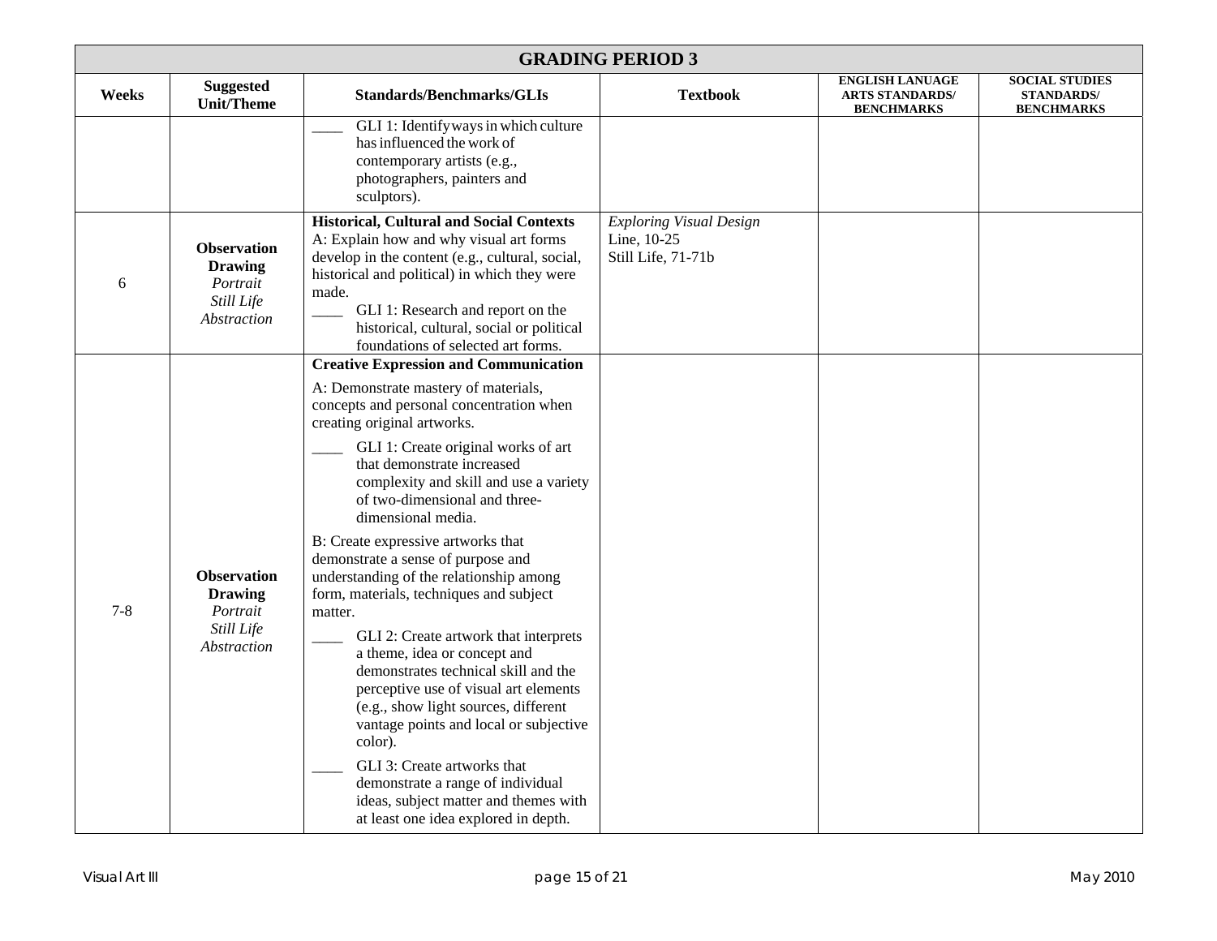| GRADING PERIOD 3 | | | | | |
|---|---|---|---|---|---|
| **Weeks** | **Suggested Unit/Theme** | **Standards/Benchmarks/GLIs** | **Textbook** | **ENGLISH LANUAGE ARTS STANDARDS/ BENCHMARKS** | **SOCIAL STUDIES STANDARDS/ BENCHMARKS** |
| | | ____ GLI 1: Identify ways in which culture has influenced the work of contemporary artists (e.g., photographers, painters and sculptors). | | | |
| 6 | **Observation Drawing** *Portrait* *Still Life* *Abstraction* | **Historical, Cultural and Social Contexts** A: Explain how and why visual art forms develop in the content (e.g., cultural, social, historical and political) in which they were made. ____ GLI 1: Research and report on the historical, cultural, social or political foundations of selected art forms. | *Exploring Visual Design* Line, 10-25 Still Life, 71-71b | | |
| 7-8 | **Observation Drawing** *Portrait* *Still Life* *Abstraction* | **Creative Expression and Communication** A: Demonstrate mastery of materials, concepts and personal concentration when creating original artworks. ____ GLI 1: Create original works of art that demonstrate increased complexity and skill and use a variety of two-dimensional and three-dimensional media. B: Create expressive artworks that demonstrate a sense of purpose and understanding of the relationship among form, materials, techniques and subject matter. ____ GLI 2: Create artwork that interprets a theme, idea or concept and demonstrates technical skill and the perceptive use of visual art elements (e.g., show light sources, different vantage points and local or subjective color). ____ GLI 3: Create artworks that demonstrate a range of individual ideas, subject matter and themes with at least one idea explored in depth. | | | |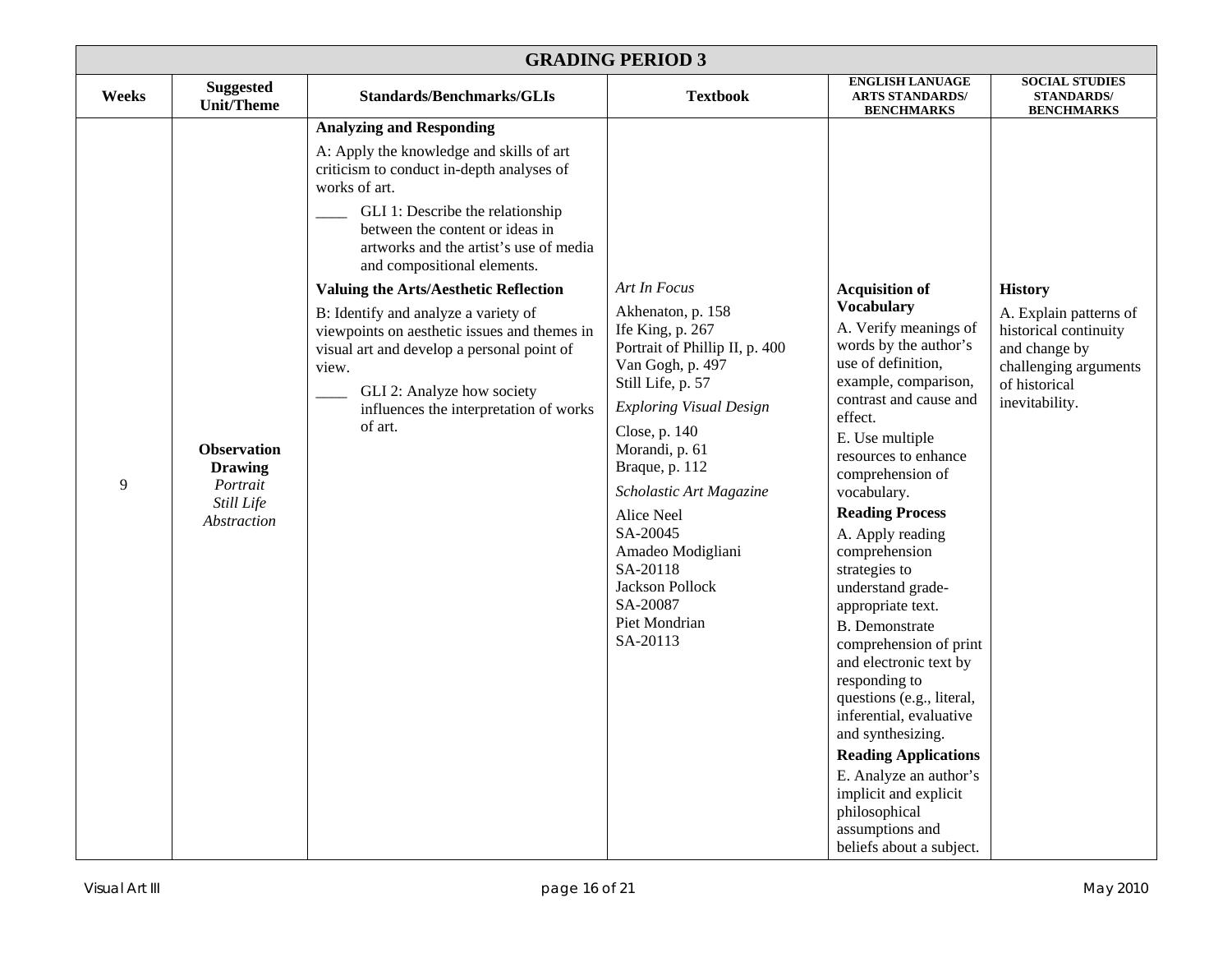| GRADING PERIOD 3 | | | | | |
|---|---|---|---|---|---|
| **Weeks** | **Suggested Unit/Theme** | **Standards/Benchmarks/GLIs** | **Textbook** | **ENGLISH LANUAGE ARTS STANDARDS/ BENCHMARKS** | **SOCIAL STUDIES STANDARDS/ BENCHMARKS** |
| 9 | **Observation Drawing** *Portrait* *Still Life* *Abstraction* | **Analyzing and Responding** A: Apply the knowledge and skills of art criticism to conduct in-depth analyses of works of art. ____ GLI 1: Describe the relationship between the content or ideas in artworks and the artist's use of media and compositional elements. **Valuing the Arts/Aesthetic Reflection** B: Identify and analyze a variety of viewpoints on aesthetic issues and themes in visual art and develop a personal point of view. ____ GLI 2: Analyze how society influences the interpretation of works of art. | *Art In Focus* Akhenaton, p. 158 Ife King, p. 267 Portrait of Phillip II, p. 400 Van Gogh, p. 497 Still Life, p. 57 *Exploring Visual Design* Close, p. 140 Morandi, p. 61 Braque, p. 112 *Scholastic Art Magazine* Alice Neel SA-20045 Amadeo Modigliani SA-20118 Jackson Pollock SA-20087 Piet Mondrian SA-20113 | **Acquisition of Vocabulary** A. Verify meanings of words by the author's use of definition, example, comparison, contrast and cause and effect. E. Use multiple resources to enhance comprehension of vocabulary. **Reading Process** A. Apply reading comprehension strategies to understand grade-appropriate text. B. Demonstrate comprehension of print and electronic text by responding to questions (e.g., literal, inferential, evaluative and synthesizing. **Reading Applications** E. Analyze an author's implicit and explicit philosophical assumptions and beliefs about a subject. | **History** A. Explain patterns of historical continuity and change by challenging arguments of historical inevitability. |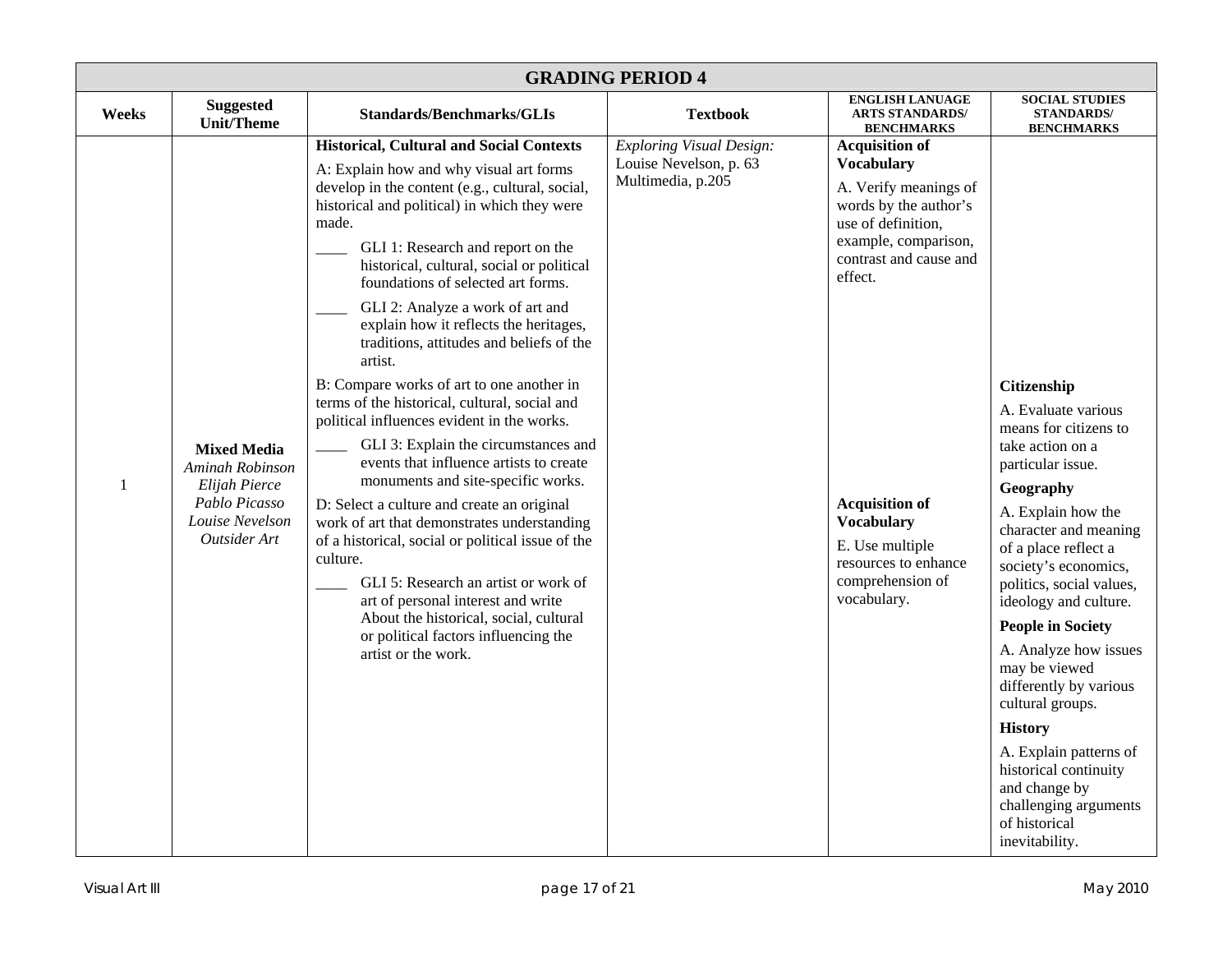| GRADING PERIOD 4 | | | | | |
|---|---|---|---|---|---|
| **Weeks** | **Suggested Unit/Theme** | **Standards/Benchmarks/GLIs** | **Textbook** | **ENGLISH LANUAGE ARTS STANDARDS/ BENCHMARKS** | **SOCIAL STUDIES STANDARDS/ BENCHMARKS** |
| 1 | **Mixed Media**<br>*Aminah Robinson*<br>*Elijah Pierce*<br>*Pablo Picasso*<br>*Louise Nevelson*<br>*Outsider Art* | **Historical, Cultural and Social Contexts**<br>A: Explain how and why visual art forms develop in the content (e.g., cultural, social, historical and political) in which they were made.<br>____ GLI 1: Research and report on the historical, cultural, social or political foundations of selected art forms.<br>____ GLI 2: Analyze a work of art and explain how it reflects the heritages, traditions, attitudes and beliefs of the artist.<br>B: Compare works of art to one another in terms of the historical, cultural, social and political influences evident in the works.<br>____ GLI 3: Explain the circumstances and events that influence artists to create monuments and site-specific works.<br>D: Select a culture and create an original work of art that demonstrates understanding of a historical, social or political issue of the culture.<br>____ GLI 5: Research an artist or work of art of personal interest and write About the historical, social, cultural or political factors influencing the artist or the work. | *Exploring Visual Design:*<br>Louise Nevelson, p. 63<br>Multimedia, p.205 | **Acquisition of Vocabulary**<br>A. Verify meanings of words by the author's use of definition, example, comparison, contrast and cause and effect.<br>**Acquisition of Vocabulary**<br>E. Use multiple resources to enhance comprehension of vocabulary. | **Citizenship**<br>A. Evaluate various means for citizens to take action on a particular issue.<br>**Geography**<br>A. Explain how the character and meaning of a place reflect a society's economics, politics, social values, ideology and culture.<br>**People in Society**<br>A. Analyze how issues may be viewed differently by various cultural groups.<br>**History**<br>A. Explain patterns of historical continuity and change by challenging arguments of historical inevitability. |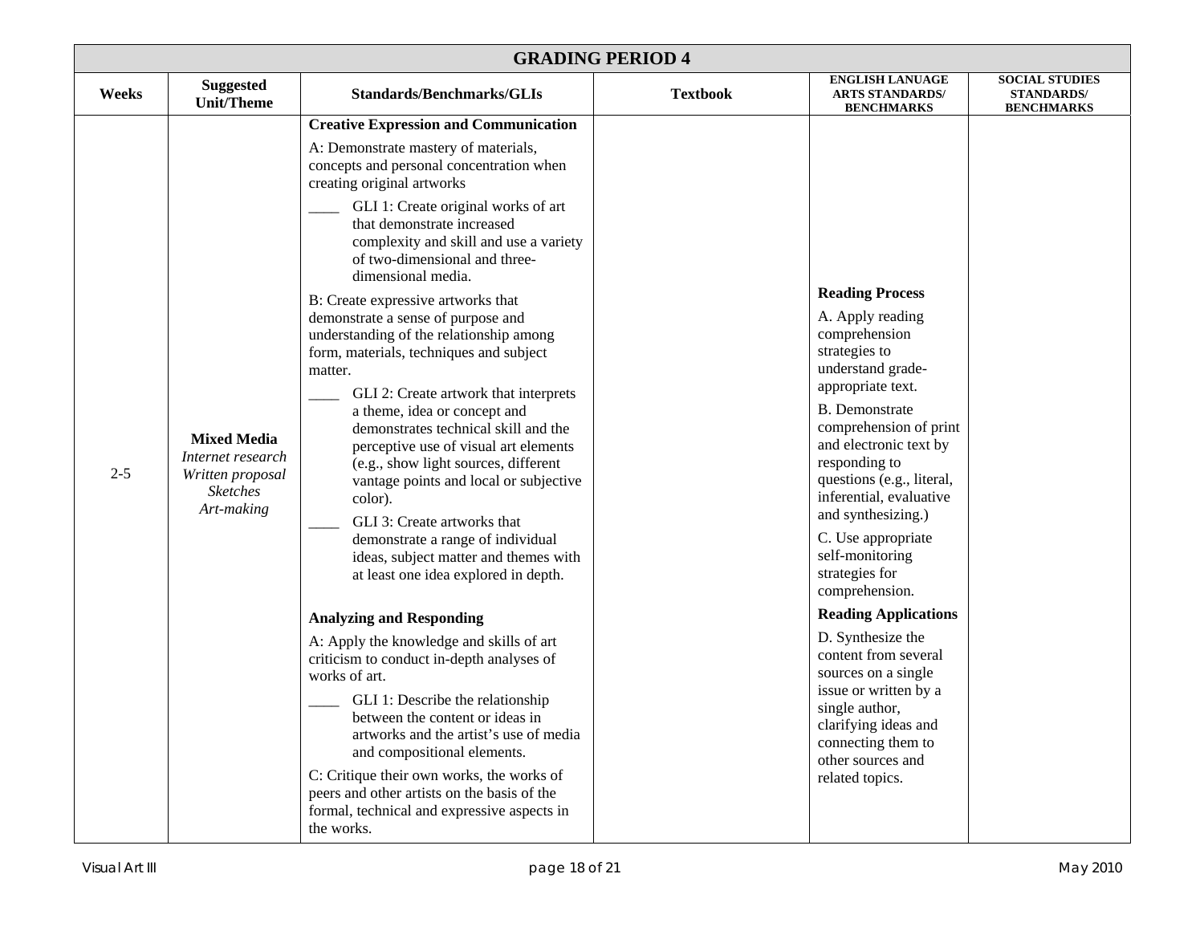| GRADING PERIOD 4 | | | | | |
|---|---|---|---|---|---|
| **Weeks** | **Suggested Unit/Theme** | **Standards/Benchmarks/GLIs** | **Textbook** | **ENGLISH LANUAGE ARTS STANDARDS/ BENCHMARKS** | **SOCIAL STUDIES STANDARDS/ BENCHMARKS** |
| 2-5 | **Mixed Media**<br>*Internet research*<br>*Written proposal*<br>*Sketches*<br>*Art-making* | **Creative Expression and Communication**<br>A: Demonstrate mastery of materials, concepts and personal concentration when creating original artworks<br>____ GLI 1: Create original works of art that demonstrate increased complexity and skill and use a variety of two-dimensional and three-dimensional media.<br>B: Create expressive artworks that demonstrate a sense of purpose and understanding of the relationship among form, materials, techniques and subject matter.<br>____ GLI 2: Create artwork that interprets a theme, idea or concept and demonstrates technical skill and the perceptive use of visual art elements (e.g., show light sources, different vantage points and local or subjective color).<br>____ GLI 3: Create artworks that demonstrate a range of individual ideas, subject matter and themes with at least one idea explored in depth.<br><br>**Analyzing and Responding**<br>A: Apply the knowledge and skills of art criticism to conduct in-depth analyses of works of art.<br>____ GLI 1: Describe the relationship between the content or ideas in artworks and the artist's use of media and compositional elements.<br>C: Critique their own works, the works of peers and other artists on the basis of the formal, technical and expressive aspects in the works. | | **Reading Process**<br>A. Apply reading comprehension strategies to understand grade-appropriate text.<br>B. Demonstrate comprehension of print and electronic text by responding to questions (e.g., literal, inferential, evaluative and synthesizing.)<br>C. Use appropriate self-monitoring strategies for comprehension.<br>**Reading Applications**<br>D. Synthesize the content from several sources on a single issue or written by a single author, clarifying ideas and connecting them to other sources and related topics. | |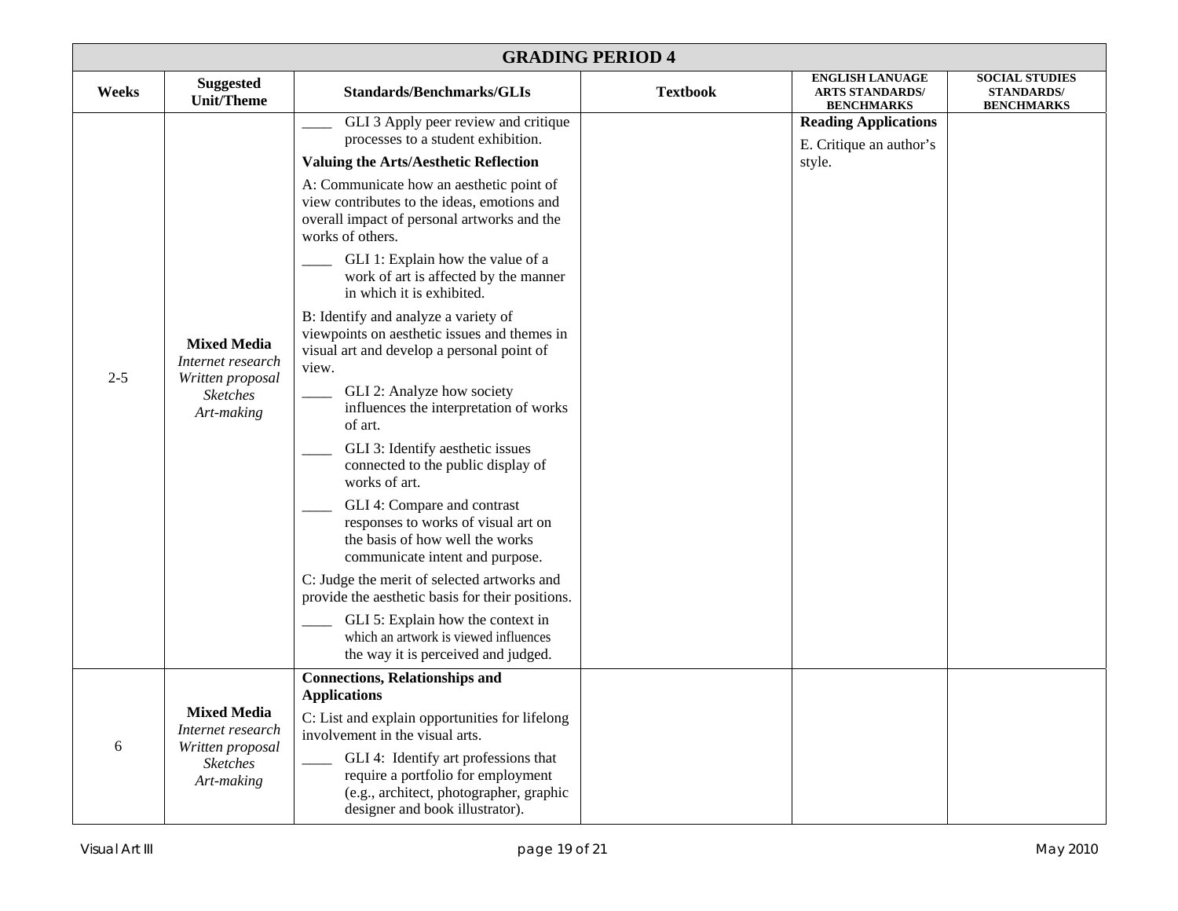| GRADING PERIOD 4 | | | | | |
|---|---|---|---|---|---|
| **Weeks** | **Suggested Unit/Theme** | **Standards/Benchmarks/GLIs** | **Textbook** | **ENGLISH LANUAGE ARTS STANDARDS/ BENCHMARKS** | **SOCIAL STUDIES STANDARDS/ BENCHMARKS** |
| 2-5 | **Mixed Media** *Internet research* *Written proposal* *Sketches* *Art-making* | ____ GLI 3 Apply peer review and critique processes to a student exhibition.<br>**Valuing the Arts/Aesthetic Reflection**<br>A: Communicate how an aesthetic point of view contributes to the ideas, emotions and overall impact of personal artworks and the works of others.<br>____ GLI 1: Explain how the value of a work of art is affected by the manner in which it is exhibited.<br>B: Identify and analyze a variety of viewpoints on aesthetic issues and themes in visual art and develop a personal point of view.<br>____ GLI 2: Analyze how society influences the interpretation of works of art.<br>____ GLI 3: Identify aesthetic issues connected to the public display of works of art.<br>____ GLI 4: Compare and contrast responses to works of visual art on the basis of how well the works communicate intent and purpose.<br>C: Judge the merit of selected artworks and provide the aesthetic basis for their positions.<br>____ GLI 5: Explain how the context in which an artwork is viewed influences the way it is perceived and judged. | | **Reading Applications**<br>E. Critique an author's style. | |
| 6 | **Mixed Media** *Internet research* *Written proposal* *Sketches* *Art-making* | **Connections, Relationships and Applications**<br>C: List and explain opportunities for lifelong involvement in the visual arts.<br>____ GLI 4: Identify art professions that require a portfolio for employment (e.g., architect, photographer, graphic designer and book illustrator). | | | |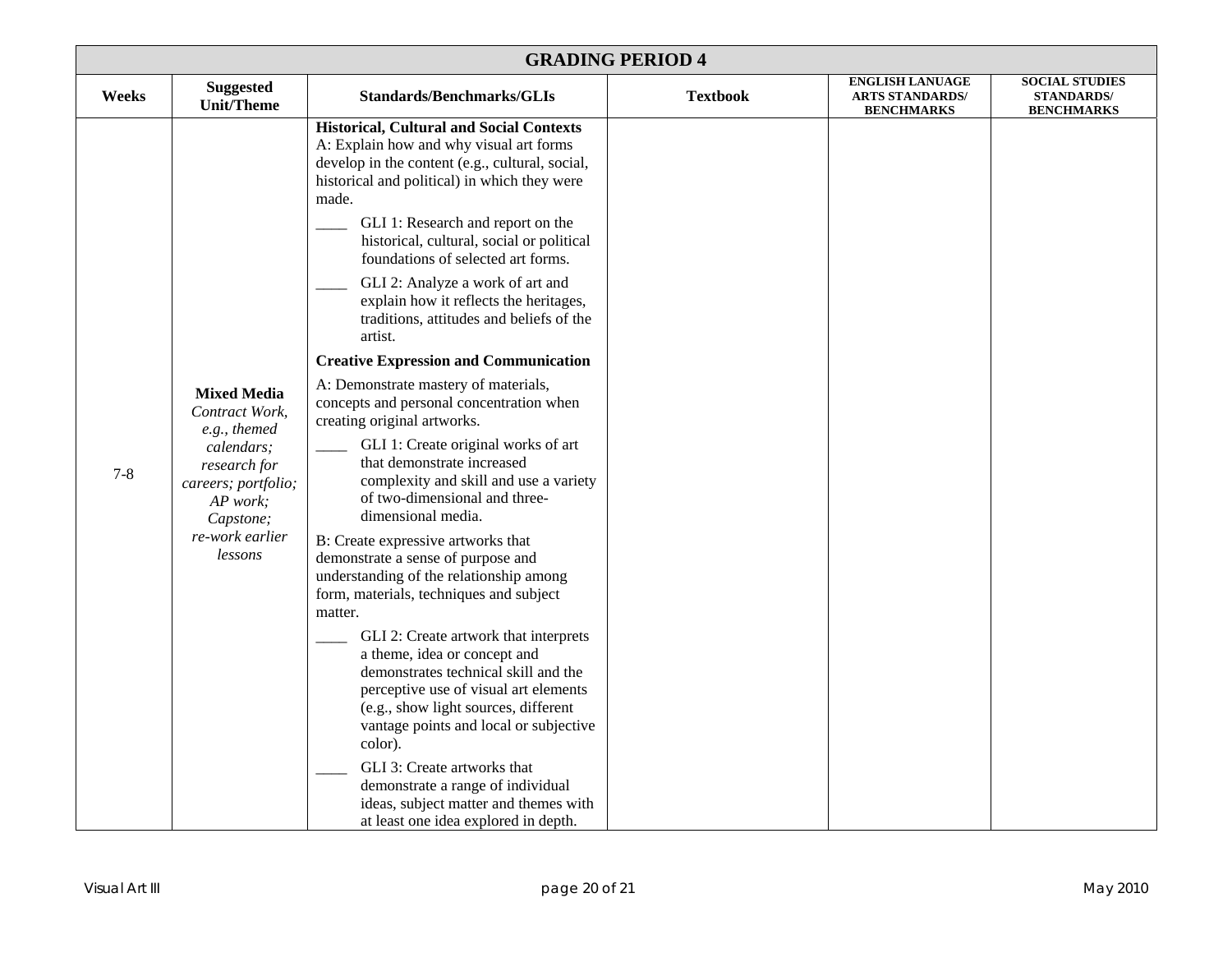| GRADING PERIOD 4 | | | | | |
|---|---|---|---|---|---|
| **Weeks** | **Suggested Unit/Theme** | **Standards/Benchmarks/GLIs** | **Textbook** | **ENGLISH LANUAGE ARTS STANDARDS/ BENCHMARKS** | **SOCIAL STUDIES STANDARDS/ BENCHMARKS** |
| 7-8 | **Mixed Media** *Contract Work, e.g., themed calendars; research for careers; portfolio; AP work; Capstone; re-work earlier lessons* | **Historical, Cultural and Social Contexts**<br>A: Explain how and why visual art forms develop in the content (e.g., cultural, social, historical and political) in which they were made.<br>____ GLI 1: Research and report on the historical, cultural, social or political foundations of selected art forms.<br>____ GLI 2: Analyze a work of art and explain how it reflects the heritages, traditions, attitudes and beliefs of the artist.<br>**Creative Expression and Communication**<br>A: Demonstrate mastery of materials, concepts and personal concentration when creating original artworks.<br>____ GLI 1: Create original works of art that demonstrate increased complexity and skill and use a variety of two-dimensional and three-dimensional media.<br>B: Create expressive artworks that demonstrate a sense of purpose and understanding of the relationship among form, materials, techniques and subject matter.<br>____ GLI 2: Create artwork that interprets a theme, idea or concept and demonstrates technical skill and the perceptive use of visual art elements (e.g., show light sources, different vantage points and local or subjective color).<br>____ GLI 3: Create artworks that demonstrate a range of individual ideas, subject matter and themes with at least one idea explored in depth. | | | |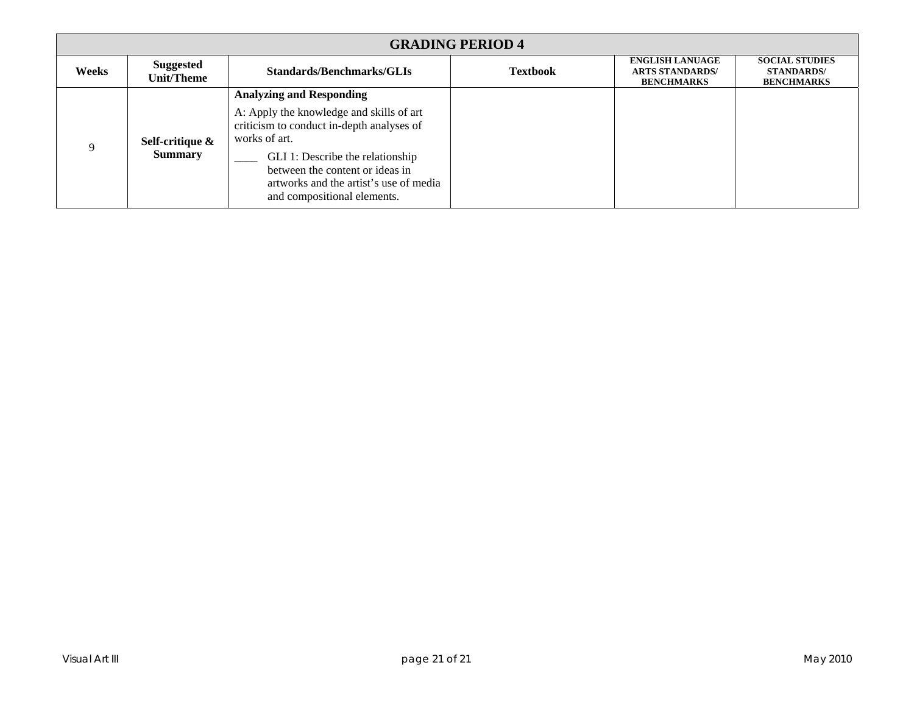| GRADING PERIOD 4 | | | | | |
|---|---|---|---|---|---|
| **Weeks** | **Suggested Unit/Theme** | **Standards/Benchmarks/GLIs** | **Textbook** | **ENGLISH LANUAGE ARTS STANDARDS/ BENCHMARKS** | **SOCIAL STUDIES STANDARDS/ BENCHMARKS** |
| 9 | **Self-critique & Summary** | **Analyzing and Responding**<br><br>A: Apply the knowledge and skills of art criticism to conduct in-depth analyses of works of art.<br><br>____ GLI 1: Describe the relationship between the content or ideas in artworks and the artist's use of media and compositional elements. | | | |